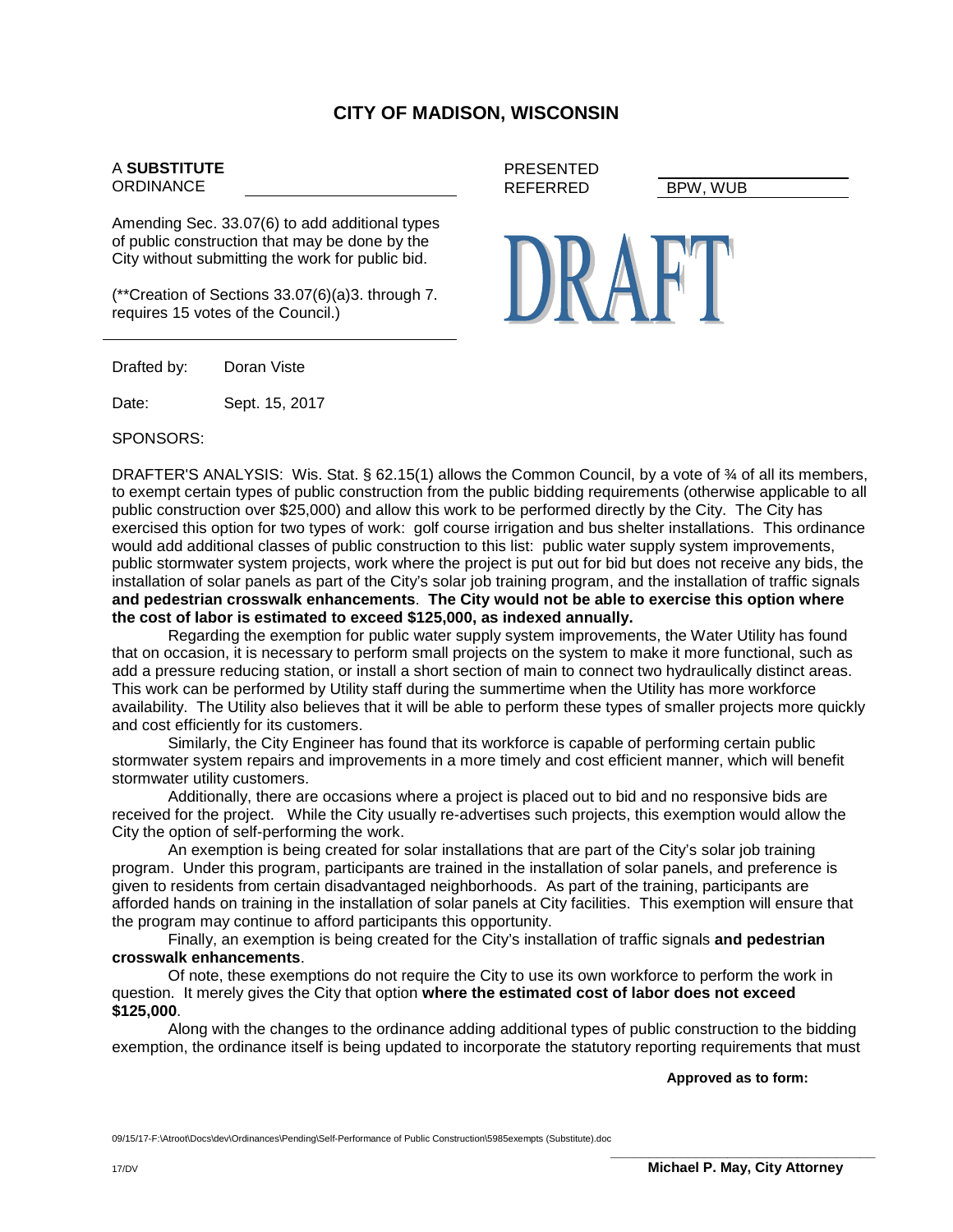# CITY OF MADISON, WISCONSIN

A **SUBSTITUTE**
ORDINANCE

PRESENTED
REFERRED BPW, WUB

Amending Sec. 33.07(6) to add additional types of public construction that may be done by the City without submitting the work for public bid.

(**Creation of Sections 33.07(6)(a)3. through 7. requires 15 votes of the Council.)

DRAFT

Drafted by: Doran Viste

Date: Sept. 15, 2017

SPONSORS:

DRAFTER'S ANALYSIS: Wis. Stat. § 62.15(1) allows the Common Council, by a vote of ¾ of all its members, to exempt certain types of public construction from the public bidding requirements (otherwise applicable to all public construction over $25,000) and allow this work to be performed directly by the City. The City has exercised this option for two types of work: golf course irrigation and bus shelter installations. This ordinance would add additional classes of public construction to this list: public water supply system improvements, public stormwater system projects, work where the project is put out for bid but does not receive any bids, the installation of solar panels as part of the City's solar job training program, and the installation of traffic signals **and pedestrian crosswalk enhancements**. **The City would not be able to exercise this option where the cost of labor is estimated to exceed $125,000, as indexed annually.**

Regarding the exemption for public water supply system improvements, the Water Utility has found that on occasion, it is necessary to perform small projects on the system to make it more functional, such as add a pressure reducing station, or install a short section of main to connect two hydraulically distinct areas. This work can be performed by Utility staff during the summertime when the Utility has more workforce availability. The Utility also believes that it will be able to perform these types of smaller projects more quickly and cost efficiently for its customers.

Similarly, the City Engineer has found that its workforce is capable of performing certain public stormwater system repairs and improvements in a more timely and cost efficient manner, which will benefit stormwater utility customers.

Additionally, there are occasions where a project is placed out to bid and no responsive bids are received for the project. While the City usually re-advertises such projects, this exemption would allow the City the option of self-performing the work.

An exemption is being created for solar installations that are part of the City's solar job training program. Under this program, participants are trained in the installation of solar panels, and preference is given to residents from certain disadvantaged neighborhoods. As part of the training, participants are afforded hands on training in the installation of solar panels at City facilities. This exemption will ensure that the program may continue to afford participants this opportunity.

Finally, an exemption is being created for the City's installation of traffic signals **and pedestrian crosswalk enhancements**.

Of note, these exemptions do not require the City to use its own workforce to perform the work in question. It merely gives the City that option **where the estimated cost of labor does not exceed $125,000**.

Along with the changes to the ordinance adding additional types of public construction to the bidding exemption, the ordinance itself is being updated to incorporate the statutory reporting requirements that must

**Approved as to form:**

09/15/17-F:\Atroot\Docs\dev\Ordinances\Pending\Self-Performance of Public Construction\5985exempts (Substitute).doc

17/DV

**Michael P. May, City Attorney**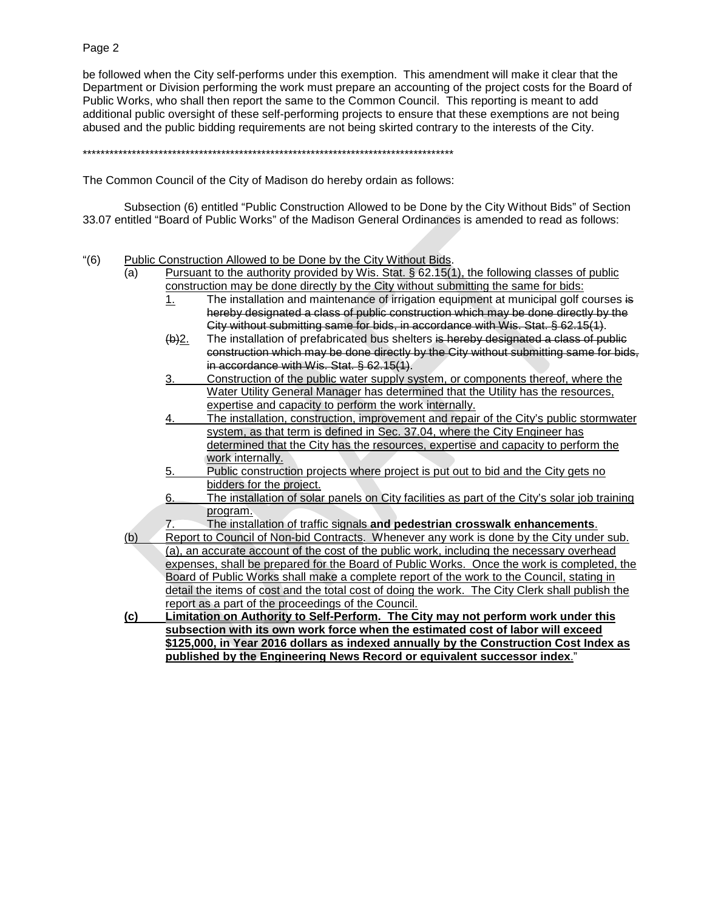be followed when the City self-performs under this exemption. This amendment will make it clear that the Department or Division performing the work must prepare an accounting of the project costs for the Board of Public Works, who shall then report the same to the Common Council. This reporting is meant to add additional public oversight of these self-performing projects to ensure that these exemptions are not being abused and the public bidding requirements are not being skirted contrary to the interests of the City.

\*\*\*\*\*\*\*\*\*\*\*\*\*\*\*\*\*\*\*\*\*\*\*\*\*\*\*\*\*\*\*\*\*\*\*\*\*\*\*\*\*\*\*\*\*\*\*\*\*\*\*\*\*\*\*\*\*\*\*\*\*\*\*\*\*\*\*\*\*\*\*\*\*\*\*\*\*\*\*\*\*\*\*\*\*\*

The Common Council of the City of Madison do hereby ordain as follows:

Subsection (6) entitled "Public Construction Allowed to be Done by the City Without Bids" of Section 33.07 entitled "Board of Public Works" of the Madison General Ordinances is amended to read as follows:

"(6) <u>Public Construction Allowed to be Done by the City Without Bids</u>.

(a) <u>Pursuant to the authority provided by Wis. Stat. § 62.15(1), the following classes of public construction may be done directly by the City without submitting the same for bids:</u>

<u>1.</u> The installation and maintenance of irrigation equipment at municipal golf courses ~~is hereby designated a class of public construction which may be done directly by the City without submitting same for bids, in accordance with Wis. Stat. § 62.15(1)~~.

~~(b)~~<u>2.</u> The installation of prefabricated bus shelters ~~is hereby designated a class of public construction which may be done directly by the City without submitting same for bids, in accordance with Wis. Stat. § 62.15(1)~~.

<u>3. Construction of the public water supply system, or components thereof, where the Water Utility General Manager has determined that the Utility has the resources, expertise and capacity to perform the work internally.</u>

<u>4. The installation, construction, improvement and repair of the City's public stormwater system, as that term is defined in Sec. 37.04, where the City Engineer has determined that the City has the resources, expertise and capacity to perform the work internally.</u>

<u>5. Public construction projects where project is put out to bid and the City gets no bidders for the project.</u>

<u>6. The installation of solar panels on City facilities as part of the City's solar job training program.</u>

<u>7. The installation of traffic signals</u> **and pedestrian crosswalk enhancements**.

<u>(b) Report to Council of Non-bid Contracts. Whenever any work is done by the City under sub. (a), an accurate account of the cost of the public work, including the necessary overhead expenses, shall be prepared for the Board of Public Works. Once the work is completed, the Board of Public Works shall make a complete report of the work to the Council, stating in detail the items of cost and the total cost of doing the work. The City Clerk shall publish the report as a part of the proceedings of the Council.</u>

**<u>(c) Limitation on Authority to Self-Perform. The City may not perform work under this subsection with its own work force when the estimated cost of labor will exceed $125,000, in Year 2016 dollars as indexed annually by the Construction Cost Index as published by the Engineering News Record or equivalent successor index</u>**."